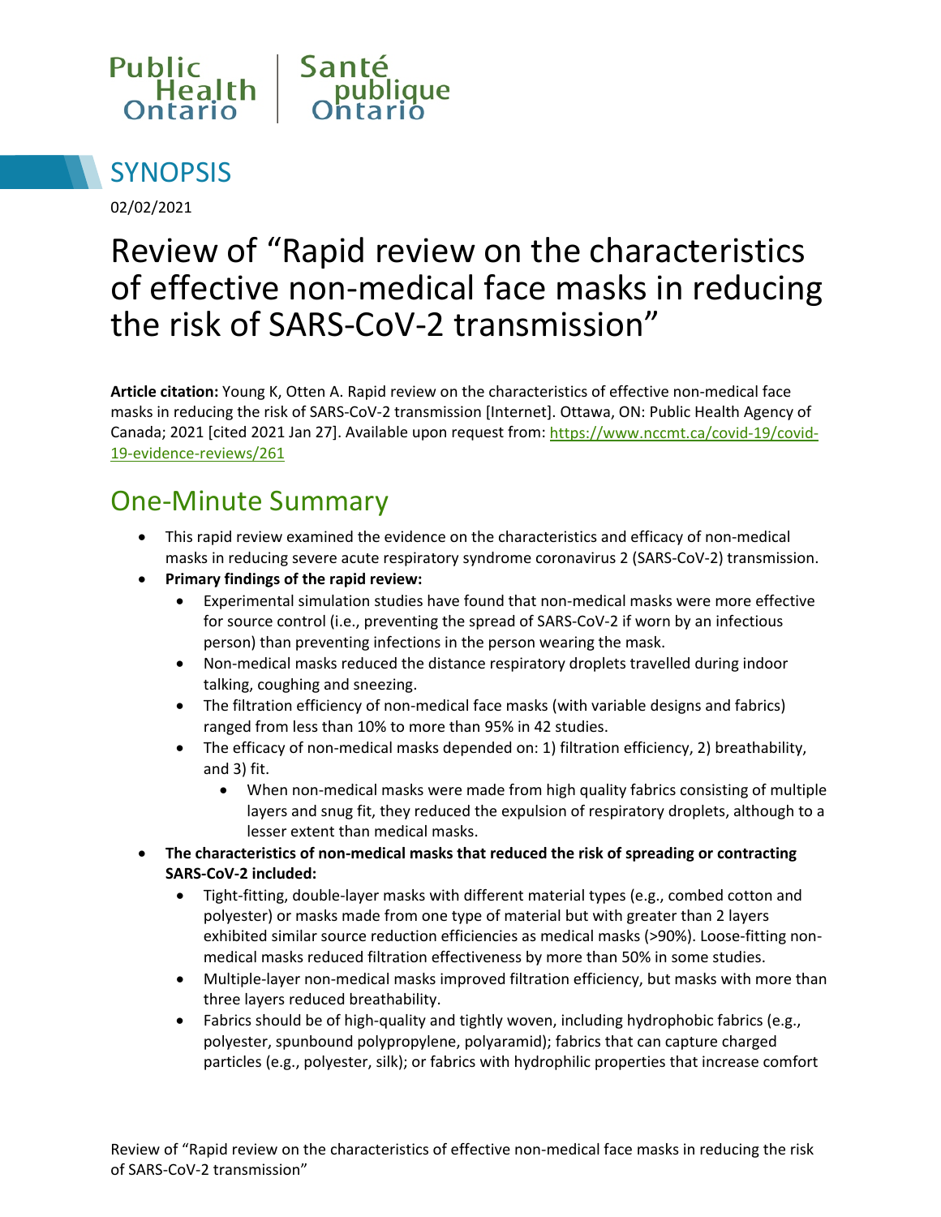Public Health Ontario | Santé publique Ontario

# SYNOPSIS

02/02/2021

# Review of "Rapid review on the characteristics of effective non-medical face masks in reducing the risk of SARS-CoV-2 transmission"

**Article citation:** Young K, Otten A. Rapid review on the characteristics of effective non-medical face masks in reducing the risk of SARS-CoV-2 transmission [Internet]. Ottawa, ON: Public Health Agency of Canada; 2021 [cited 2021 Jan 27]. Available upon request from: https://www.nccmt.ca/covid-19/covid-19-evidence-reviews/261

## One-Minute Summary

- This rapid review examined the evidence on the characteristics and efficacy of non-medical masks in reducing severe acute respiratory syndrome coronavirus 2 (SARS-CoV-2) transmission.
- **Primary findings of the rapid review:**
  - Experimental simulation studies have found that non-medical masks were more effective for source control (i.e., preventing the spread of SARS-CoV-2 if worn by an infectious person) than preventing infections in the person wearing the mask.
  - Non-medical masks reduced the distance respiratory droplets travelled during indoor talking, coughing and sneezing.
  - The filtration efficiency of non-medical face masks (with variable designs and fabrics) ranged from less than 10% to more than 95% in 42 studies.
  - The efficacy of non-medical masks depended on: 1) filtration efficiency, 2) breathability, and 3) fit.
    - When non-medical masks were made from high quality fabrics consisting of multiple layers and snug fit, they reduced the expulsion of respiratory droplets, although to a lesser extent than medical masks.
- **The characteristics of non-medical masks that reduced the risk of spreading or contracting SARS-CoV-2 included:**
  - Tight-fitting, double-layer masks with different material types (e.g., combed cotton and polyester) or masks made from one type of material but with greater than 2 layers exhibited similar source reduction efficiencies as medical masks (>90%). Loose-fitting non-medical masks reduced filtration effectiveness by more than 50% in some studies.
  - Multiple-layer non-medical masks improved filtration efficiency, but masks with more than three layers reduced breathability.
  - Fabrics should be of high-quality and tightly woven, including hydrophobic fabrics (e.g., polyester, spunbound polypropylene, polyaramid); fabrics that can capture charged particles (e.g., polyester, silk); or fabrics with hydrophilic properties that increase comfort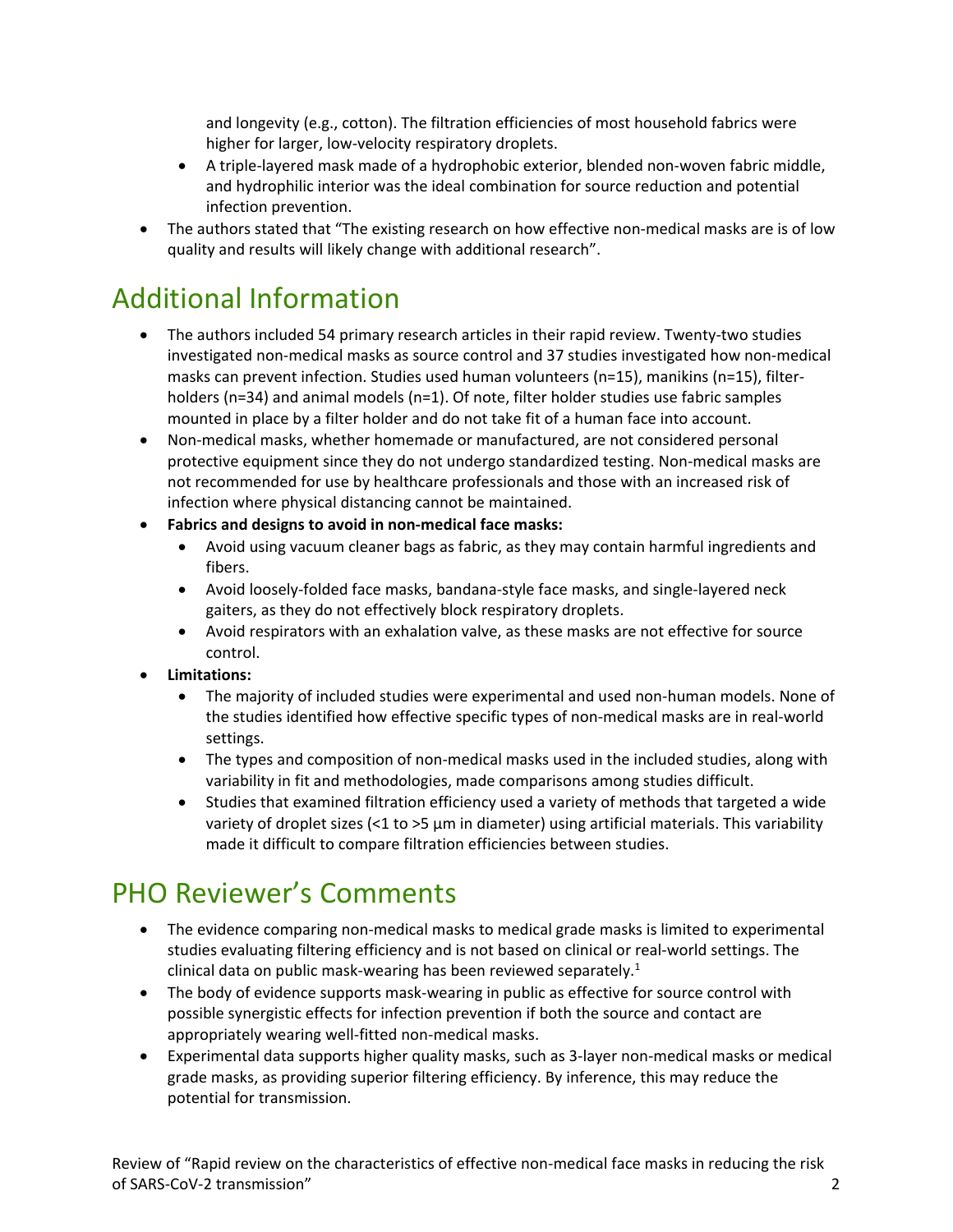and longevity (e.g., cotton). The filtration efficiencies of most household fabrics were higher for larger, low-velocity respiratory droplets.
  - A triple-layered mask made of a hydrophobic exterior, blended non-woven fabric middle, and hydrophilic interior was the ideal combination for source reduction and potential infection prevention.
- The authors stated that "The existing research on how effective non-medical masks are is of low quality and results will likely change with additional research".

# Additional Information

- The authors included 54 primary research articles in their rapid review. Twenty-two studies investigated non-medical masks as source control and 37 studies investigated how non-medical masks can prevent infection. Studies used human volunteers (n=15), manikins (n=15), filter-holders (n=34) and animal models (n=1). Of note, filter holder studies use fabric samples mounted in place by a filter holder and do not take fit of a human face into account.
- Non-medical masks, whether homemade or manufactured, are not considered personal protective equipment since they do not undergo standardized testing. Non-medical masks are not recommended for use by healthcare professionals and those with an increased risk of infection where physical distancing cannot be maintained.
- **Fabrics and designs to avoid in non-medical face masks:**
  - Avoid using vacuum cleaner bags as fabric, as they may contain harmful ingredients and fibers.
  - Avoid loosely-folded face masks, bandana-style face masks, and single-layered neck gaiters, as they do not effectively block respiratory droplets.
  - Avoid respirators with an exhalation valve, as these masks are not effective for source control.
- **Limitations:**
  - The majority of included studies were experimental and used non-human models. None of the studies identified how effective specific types of non-medical masks are in real-world settings.
  - The types and composition of non-medical masks used in the included studies, along with variability in fit and methodologies, made comparisons among studies difficult.
  - Studies that examined filtration efficiency used a variety of methods that targeted a wide variety of droplet sizes (<1 to >5 µm in diameter) using artificial materials. This variability made it difficult to compare filtration efficiencies between studies.

# PHO Reviewer's Comments

- The evidence comparing non-medical masks to medical grade masks is limited to experimental studies evaluating filtering efficiency and is not based on clinical or real-world settings. The clinical data on public mask-wearing has been reviewed separately.[1]
- The body of evidence supports mask-wearing in public as effective for source control with possible synergistic effects for infection prevention if both the source and contact are appropriately wearing well-fitted non-medical masks.
- Experimental data supports higher quality masks, such as 3-layer non-medical masks or medical grade masks, as providing superior filtering efficiency. By inference, this may reduce the potential for transmission.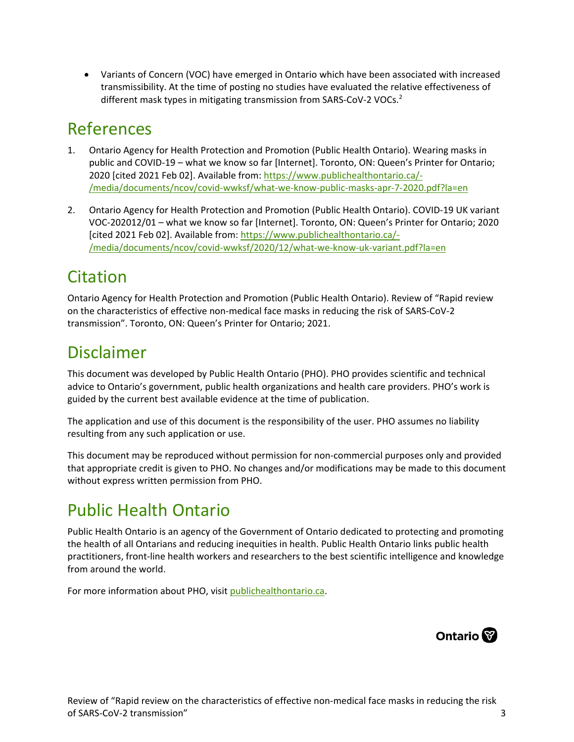- Variants of Concern (VOC) have emerged in Ontario which have been associated with increased transmissibility. At the time of posting no studies have evaluated the relative effectiveness of different mask types in mitigating transmission from SARS-CoV-2 VOCs.[2]

## References

1. Ontario Agency for Health Protection and Promotion (Public Health Ontario). Wearing masks in public and COVID-19 – what we know so far [Internet]. Toronto, ON: Queen's Printer for Ontario; 2020 [cited 2021 Feb 02]. Available from: https://www.publichealthontario.ca/-/media/documents/ncov/covid-wwksf/what-we-know-public-masks-apr-7-2020.pdf?la=en

2. Ontario Agency for Health Protection and Promotion (Public Health Ontario). COVID-19 UK variant VOC-202012/01 – what we know so far [Internet]. Toronto, ON: Queen's Printer for Ontario; 2020 [cited 2021 Feb 02]. Available from: https://www.publichealthontario.ca/-/media/documents/ncov/covid-wwksf/2020/12/what-we-know-uk-variant.pdf?la=en

## Citation

Ontario Agency for Health Protection and Promotion (Public Health Ontario). Review of "Rapid review on the characteristics of effective non-medical face masks in reducing the risk of SARS-CoV-2 transmission". Toronto, ON: Queen's Printer for Ontario; 2021.

## Disclaimer

This document was developed by Public Health Ontario (PHO). PHO provides scientific and technical advice to Ontario's government, public health organizations and health care providers. PHO's work is guided by the current best available evidence at the time of publication.

The application and use of this document is the responsibility of the user. PHO assumes no liability resulting from any such application or use.

This document may be reproduced without permission for non-commercial purposes only and provided that appropriate credit is given to PHO. No changes and/or modifications may be made to this document without express written permission from PHO.

## Public Health Ontario

Public Health Ontario is an agency of the Government of Ontario dedicated to protecting and promoting the health of all Ontarians and reducing inequities in health. Public Health Ontario links public health practitioners, front-line health workers and researchers to the best scientific intelligence and knowledge from around the world.

For more information about PHO, visit publichealthontario.ca.

Ontario